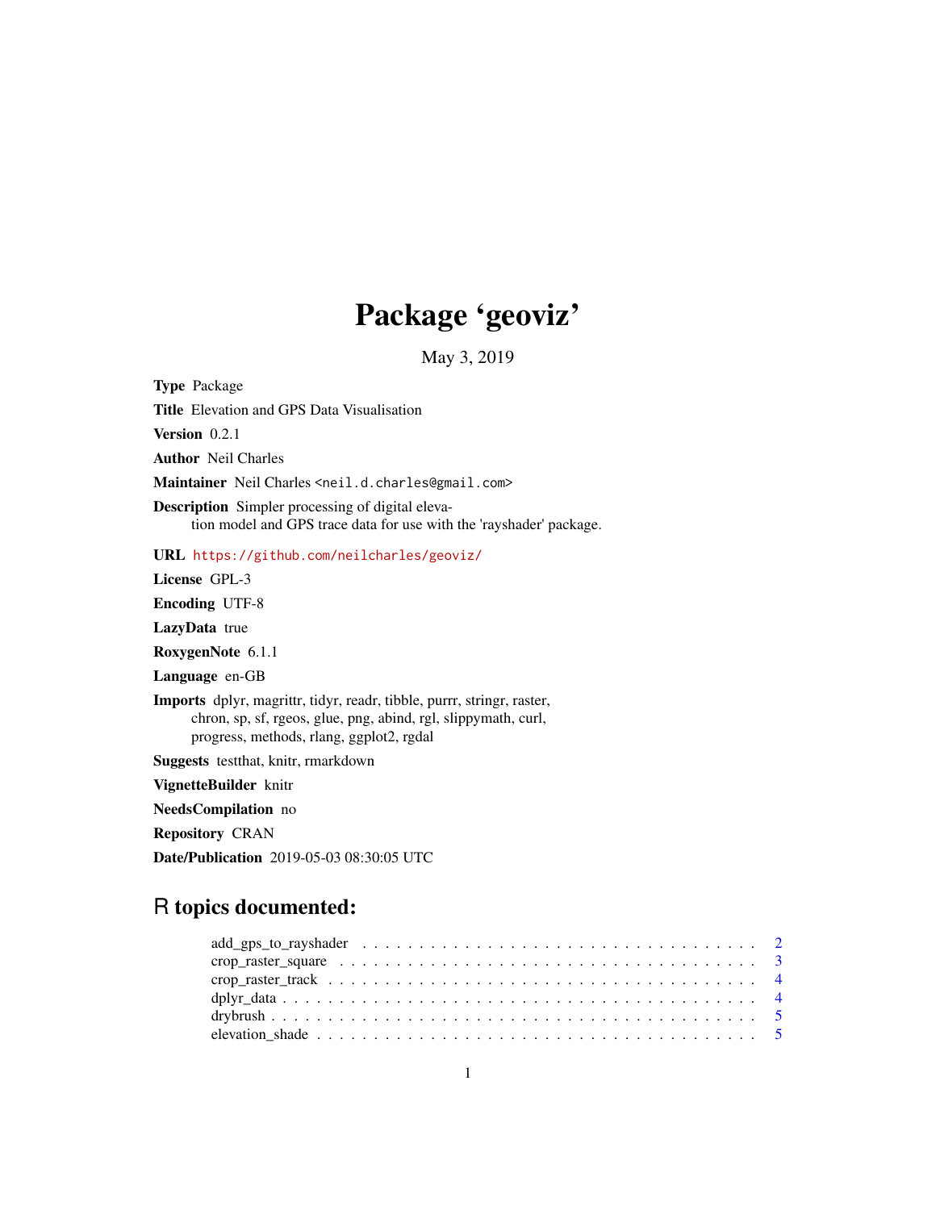# Package 'geoviz'

May 3, 2019

**Type** Package

**Title** Elevation and GPS Data Visualisation

**Version** 0.2.1

**Author** Neil Charles

**Maintainer** Neil Charles <neil.d.charles@gmail.com>

**Description** Simpler processing of digital elevation model and GPS trace data for use with the 'rayshader' package.

**URL** https://github.com/neilcharles/geoviz/

**License** GPL-3

**Encoding** UTF-8

**LazyData** true

**RoxygenNote** 6.1.1

**Language** en-GB

**Imports** dplyr, magrittr, tidyr, readr, tibble, purrr, stringr, raster, chron, sp, sf, rgeos, glue, png, abind, rgl, slippymath, curl, progress, methods, rlang, ggplot2, rgdal

**Suggests** testthat, knitr, rmarkdown

**VignetteBuilder** knitr

**NeedsCompilation** no

**Repository** CRAN

**Date/Publication** 2019-05-03 08:30:05 UTC

## R topics documented:

add_gps_to_rayshader . . . . . . . . . . . . . . . . . . . . . . . . . . . . . . . . . . 2
crop_raster_square . . . . . . . . . . . . . . . . . . . . . . . . . . . . . . . . . . . . 3
crop_raster_track . . . . . . . . . . . . . . . . . . . . . . . . . . . . . . . . . . . . . 4
dplyr_data . . . . . . . . . . . . . . . . . . . . . . . . . . . . . . . . . . . . . . . . . 4
drybrush . . . . . . . . . . . . . . . . . . . . . . . . . . . . . . . . . . . . . . . . . . 5
elevation_shade . . . . . . . . . . . . . . . . . . . . . . . . . . . . . . . . . . . . . . 5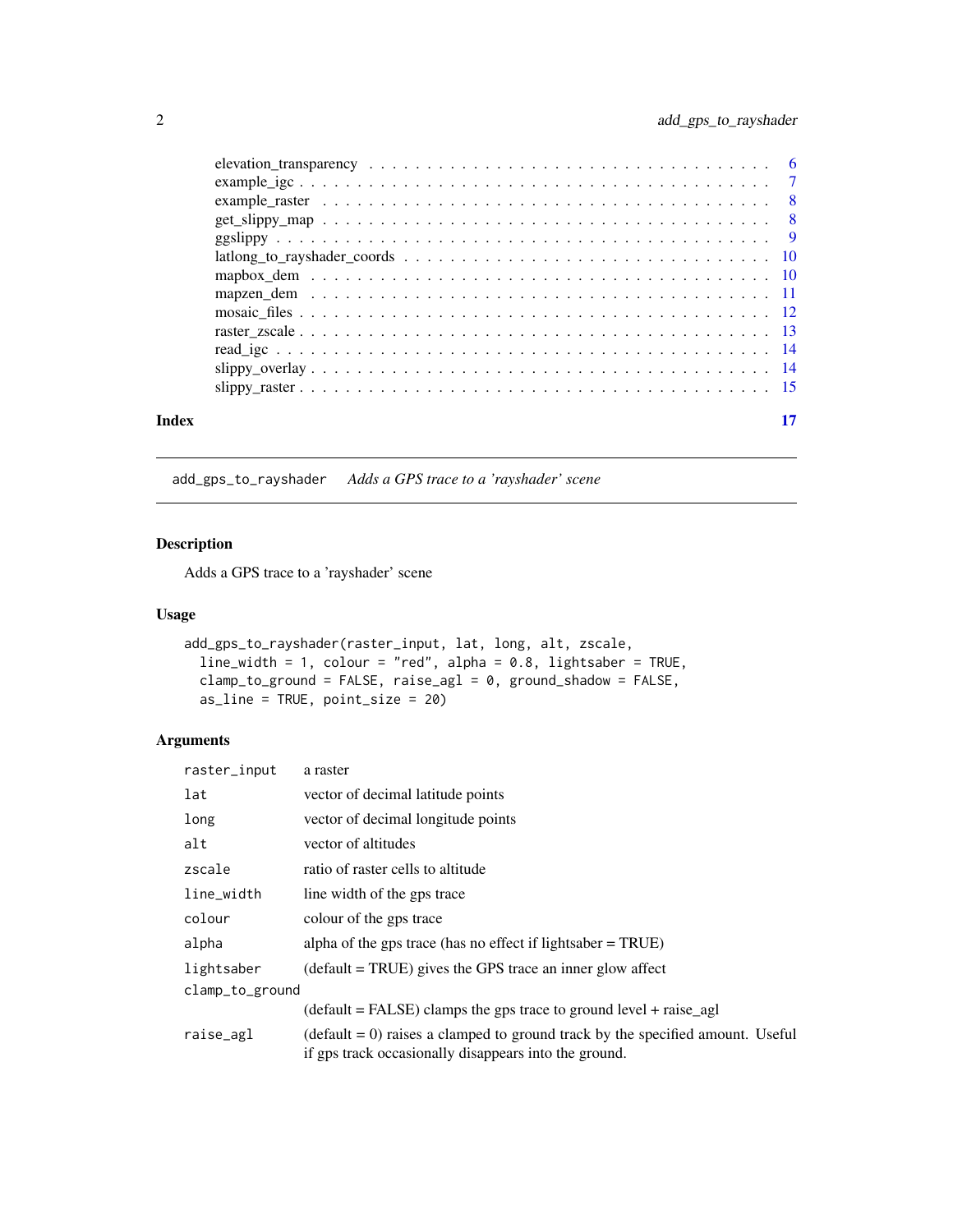elevation_transparency . . . . . . . . . . . . . . . . . . . . . . . . . . . . . . . . . 6
example_igc . . . . . . . . . . . . . . . . . . . . . . . . . . . . . . . . . . . . . . 7
example_raster . . . . . . . . . . . . . . . . . . . . . . . . . . . . . . . . . . . . 8
get_slippy_map . . . . . . . . . . . . . . . . . . . . . . . . . . . . . . . . . . . . 8
ggslippy . . . . . . . . . . . . . . . . . . . . . . . . . . . . . . . . . . . . . . . . 9
latlong_to_rayshader_coords . . . . . . . . . . . . . . . . . . . . . . . . . . . . . 10
mapbox_dem . . . . . . . . . . . . . . . . . . . . . . . . . . . . . . . . . . . . . . 10
mapzen_dem . . . . . . . . . . . . . . . . . . . . . . . . . . . . . . . . . . . . . . 11
mosaic_files . . . . . . . . . . . . . . . . . . . . . . . . . . . . . . . . . . . . . 12
raster_zscale . . . . . . . . . . . . . . . . . . . . . . . . . . . . . . . . . . . . . 13
read_igc . . . . . . . . . . . . . . . . . . . . . . . . . . . . . . . . . . . . . . . . 14
slippy_overlay . . . . . . . . . . . . . . . . . . . . . . . . . . . . . . . . . . . . 14
slippy_raster . . . . . . . . . . . . . . . . . . . . . . . . . . . . . . . . . . . . . 15

**Index** 17

---

`add_gps_to_rayshader` *Adds a GPS trace to a 'rayshader' scene*

---

## Description

Adds a GPS trace to a 'rayshader' scene

## Usage

```
add_gps_to_rayshader(raster_input, lat, long, alt, zscale,
  line_width = 1, colour = "red", alpha = 0.8, lightsaber = TRUE,
  clamp_to_ground = FALSE, raise_agl = 0, ground_shadow = FALSE,
  as_line = TRUE, point_size = 20)
```

## Arguments

| | |
|---|---|
| `raster_input` | a raster |
| `lat` | vector of decimal latitude points |
| `long` | vector of decimal longitude points |
| `alt` | vector of altitudes |
| `zscale` | ratio of raster cells to altitude |
| `line_width` | line width of the gps trace |
| `colour` | colour of the gps trace |
| `alpha` | alpha of the gps trace (has no effect if lightsaber = TRUE) |
| `lightsaber` | (default = TRUE) gives the GPS trace an inner glow affect |
| `clamp_to_ground` | (default = FALSE) clamps the gps trace to ground level + raise_agl |
| `raise_agl` | (default = 0) raises a clamped to ground track by the specified amount. Useful if gps track occasionally disappears into the ground. |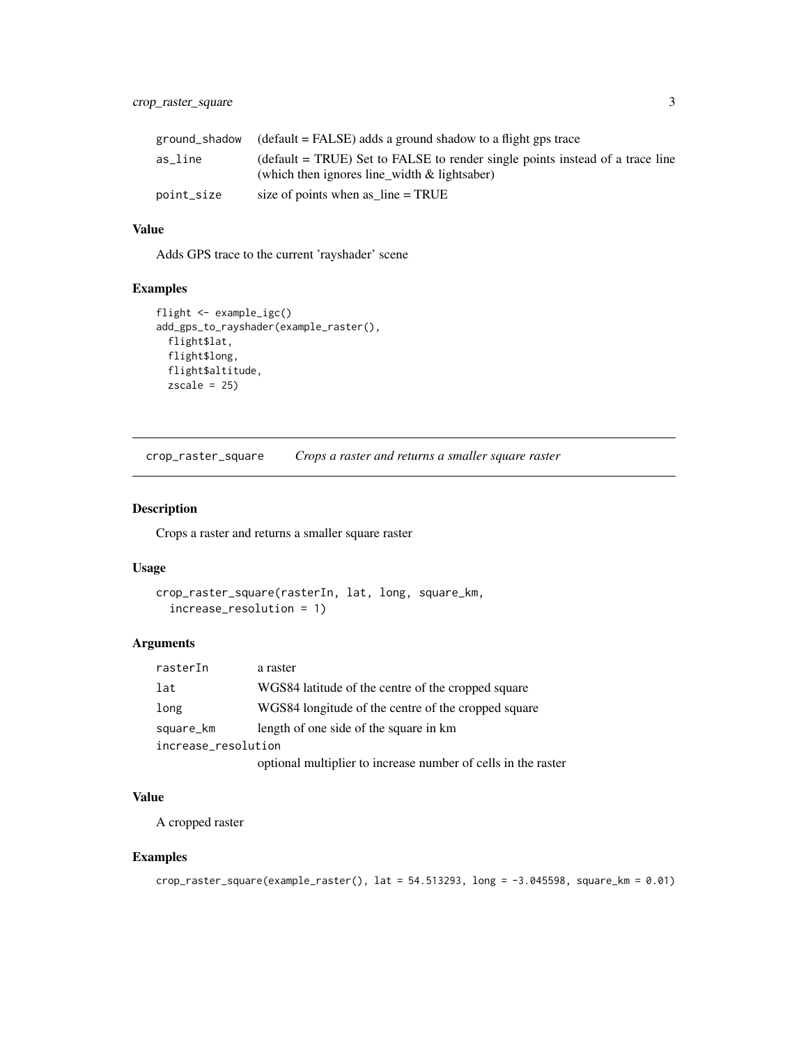| | |
|---|---|
| `ground_shadow` | (default = FALSE) adds a ground shadow to a flight gps trace |
| `as_line` | (default = TRUE) Set to FALSE to render single points instead of a trace line (which then ignores line_width & lightsaber) |
| `point_size` | size of points when as_line = TRUE |

### Value

Adds GPS trace to the current 'rayshader' scene

### Examples

```
flight <- example_igc()
add_gps_to_rayshader(example_raster(),
  flight$lat,
  flight$long,
  flight$altitude,
  zscale = 25)
```

---

## crop_raster_square    *Crops a raster and returns a smaller square raster*

---

### Description

Crops a raster and returns a smaller square raster

### Usage

```
crop_raster_square(rasterIn, lat, long, square_km,
  increase_resolution = 1)
```

### Arguments

| | |
|---|---|
| `rasterIn` | a raster |
| `lat` | WGS84 latitude of the centre of the cropped square |
| `long` | WGS84 longitude of the centre of the cropped square |
| `square_km` | length of one side of the square in km |
| `increase_resolution` | optional multiplier to increase number of cells in the raster |

### Value

A cropped raster

### Examples

```
crop_raster_square(example_raster(), lat = 54.513293, long = -3.045598, square_km = 0.01)
```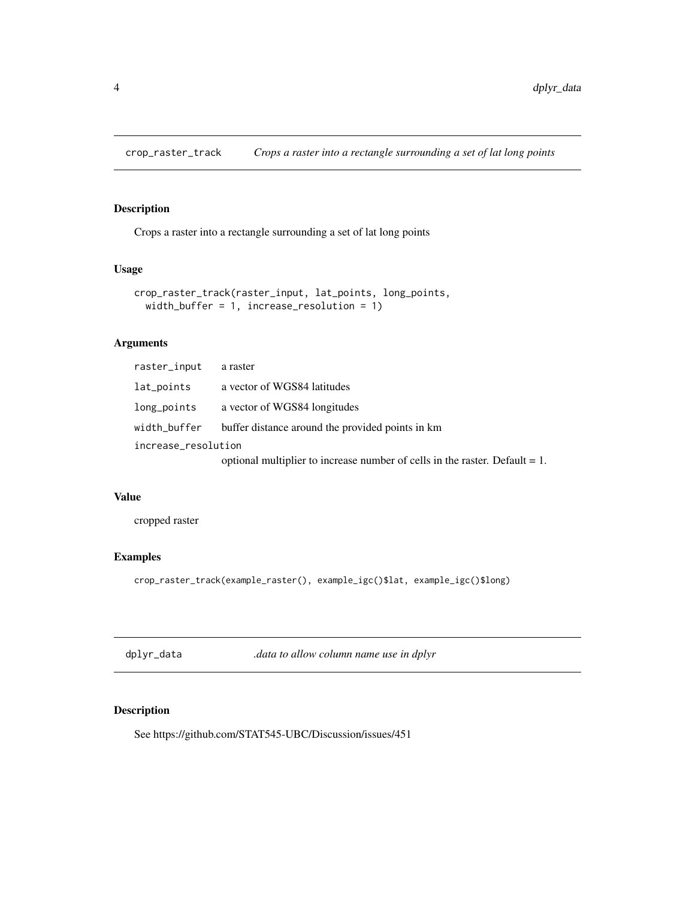## crop_raster_track — *Crops a raster into a rectangle surrounding a set of lat long points*

### Description

Crops a raster into a rectangle surrounding a set of lat long points

### Usage

```
crop_raster_track(raster_input, lat_points, long_points,
  width_buffer = 1, increase_resolution = 1)
```

### Arguments

| | |
|---|---|
| `raster_input` | a raster |
| `lat_points` | a vector of WGS84 latitudes |
| `long_points` | a vector of WGS84 longitudes |
| `width_buffer` | buffer distance around the provided points in km |
| `increase_resolution` | optional multiplier to increase number of cells in the raster. Default = 1. |

### Value

cropped raster

### Examples

```
crop_raster_track(example_raster(), example_igc()$lat, example_igc()$long)
```

## dplyr_data — *.data to allow column name use in dplyr*

### Description

See https://github.com/STAT545-UBC/Discussion/issues/451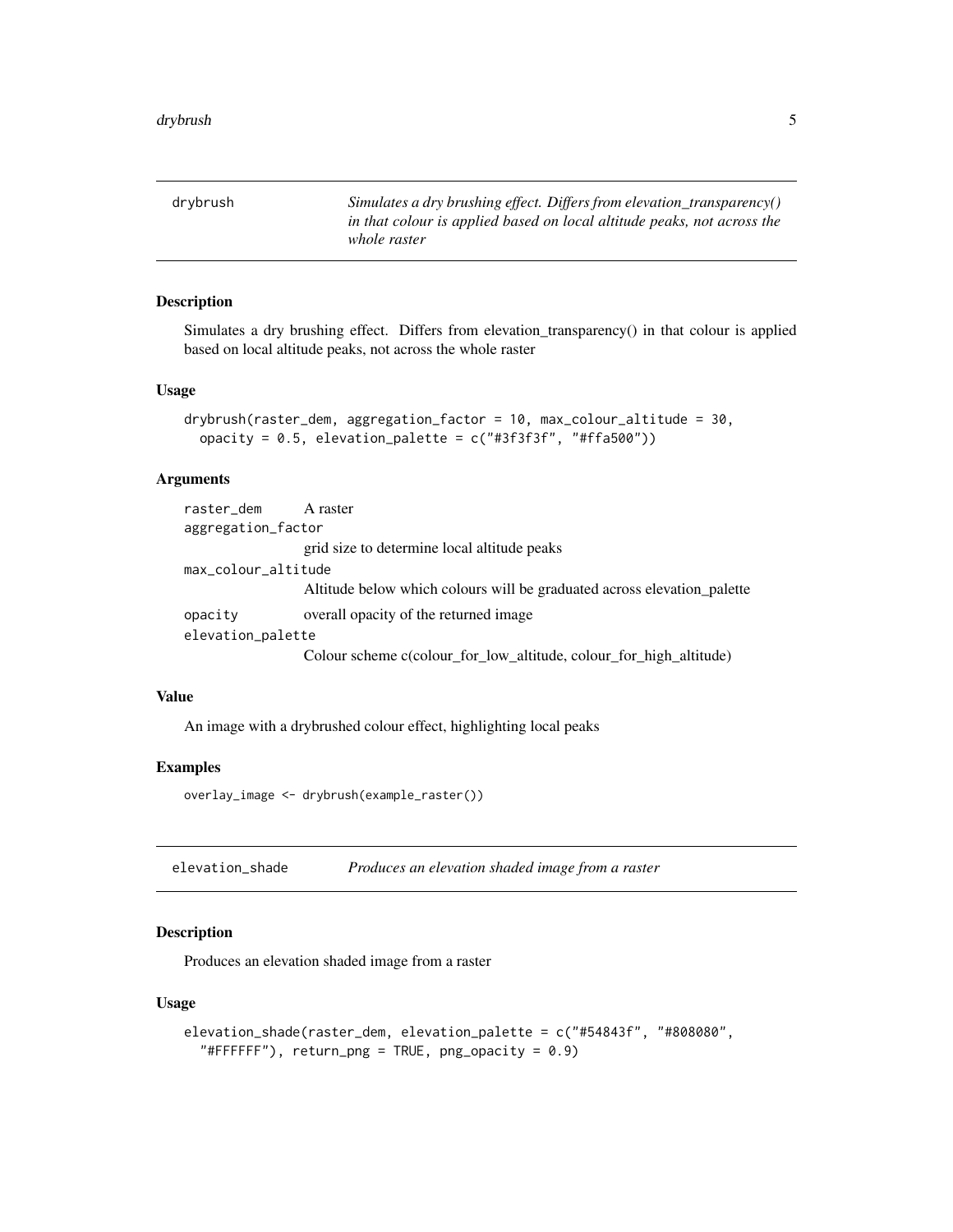## drybrush

*Simulates a dry brushing effect. Differs from elevation_transparency() in that colour is applied based on local altitude peaks, not across the whole raster*

### Description

Simulates a dry brushing effect. Differs from elevation_transparency() in that colour is applied based on local altitude peaks, not across the whole raster

### Usage

```
drybrush(raster_dem, aggregation_factor = 10, max_colour_altitude = 30,
  opacity = 0.5, elevation_palette = c("#3f3f3f", "#ffa500"))
```

### Arguments

| | |
|---|---|
| `raster_dem` | A raster |
| `aggregation_factor` | grid size to determine local altitude peaks |
| `max_colour_altitude` | Altitude below which colours will be graduated across elevation_palette |
| `opacity` | overall opacity of the returned image |
| `elevation_palette` | Colour scheme c(colour_for_low_altitude, colour_for_high_altitude) |

### Value

An image with a drybrushed colour effect, highlighting local peaks

### Examples

```
overlay_image <- drybrush(example_raster())
```

## elevation_shade

*Produces an elevation shaded image from a raster*

### Description

Produces an elevation shaded image from a raster

### Usage

```
elevation_shade(raster_dem, elevation_palette = c("#54843f", "#808080",
  "#FFFFFF"), return_png = TRUE, png_opacity = 0.9)
```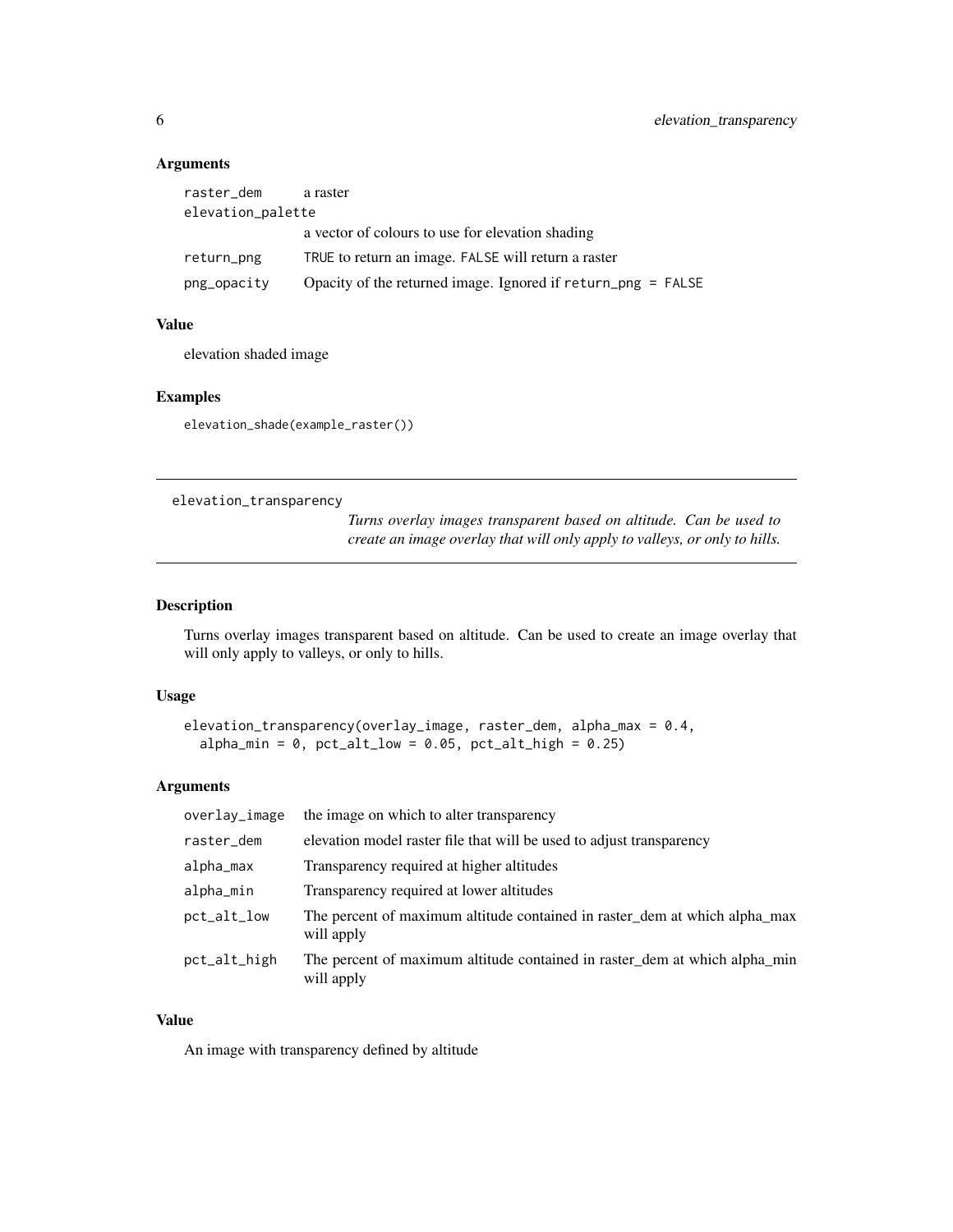### Arguments

| | |
|---|---|
| raster_dem | a raster |
| elevation_palette | a vector of colours to use for elevation shading |
| return_png | TRUE to return an image. FALSE will return a raster |
| png_opacity | Opacity of the returned image. Ignored if return_png = FALSE |

### Value

elevation shaded image

### Examples

```
elevation_shade(example_raster())
```

---

## elevation_transparency

*Turns overlay images transparent based on altitude. Can be used to create an image overlay that will only apply to valleys, or only to hills.*

---

### Description

Turns overlay images transparent based on altitude. Can be used to create an image overlay that will only apply to valleys, or only to hills.

### Usage

```
elevation_transparency(overlay_image, raster_dem, alpha_max = 0.4,
  alpha_min = 0, pct_alt_low = 0.05, pct_alt_high = 0.25)
```

### Arguments

| | |
|---|---|
| overlay_image | the image on which to alter transparency |
| raster_dem | elevation model raster file that will be used to adjust transparency |
| alpha_max | Transparency required at higher altitudes |
| alpha_min | Transparency required at lower altitudes |
| pct_alt_low | The percent of maximum altitude contained in raster_dem at which alpha_max will apply |
| pct_alt_high | The percent of maximum altitude contained in raster_dem at which alpha_min will apply |

### Value

An image with transparency defined by altitude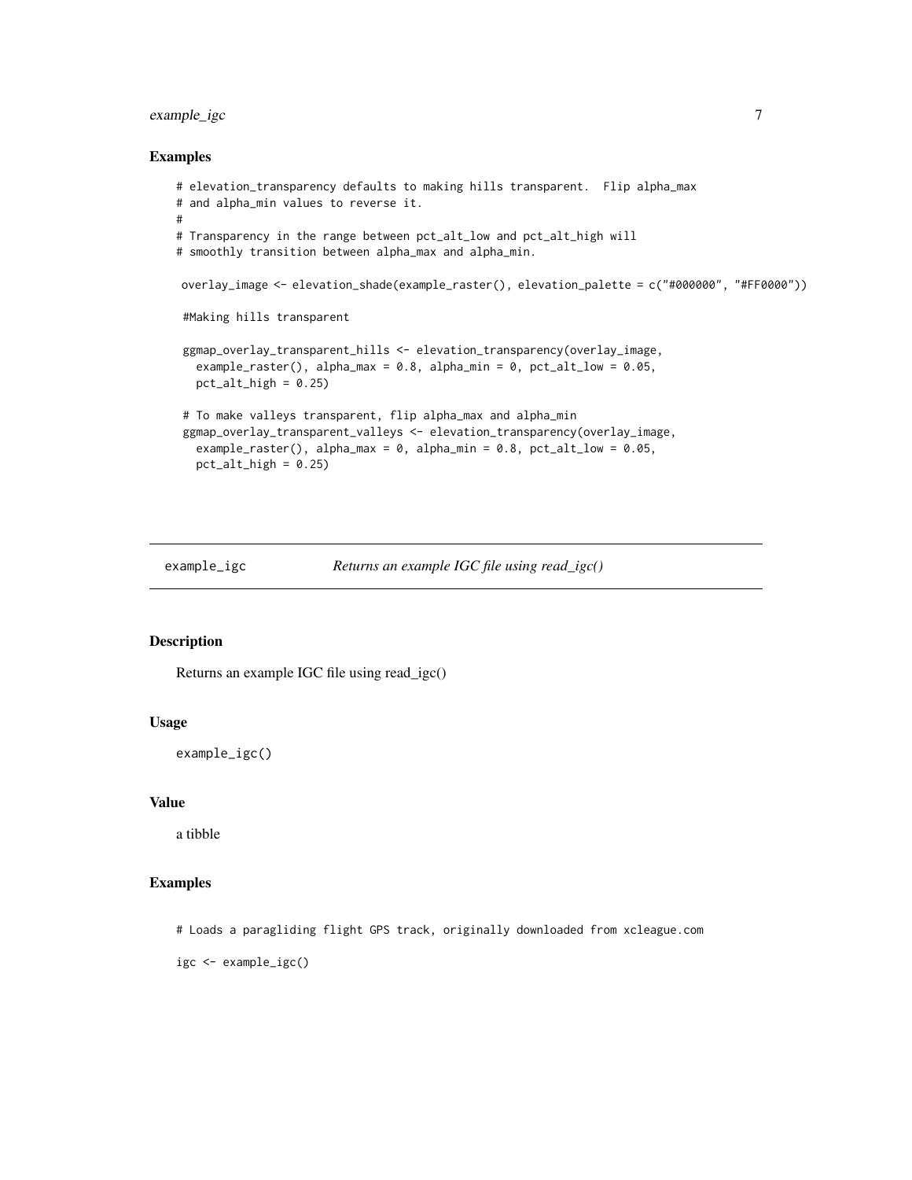### Examples

```
# elevation_transparency defaults to making hills transparent.  Flip alpha_max
# and alpha_min values to reverse it.
#
# Transparency in the range between pct_alt_low and pct_alt_high will
# smoothly transition between alpha_max and alpha_min.

 overlay_image <- elevation_shade(example_raster(), elevation_palette = c("#000000", "#FF0000"))

 #Making hills transparent

 ggmap_overlay_transparent_hills <- elevation_transparency(overlay_image,
   example_raster(), alpha_max = 0.8, alpha_min = 0, pct_alt_low = 0.05,
   pct_alt_high = 0.25)

 # To make valleys transparent, flip alpha_max and alpha_min
 ggmap_overlay_transparent_valleys <- elevation_transparency(overlay_image,
   example_raster(), alpha_max = 0, alpha_min = 0.8, pct_alt_low = 0.05,
   pct_alt_high = 0.25)
```

---

## example_igc &nbsp;&nbsp;&nbsp; *Returns an example IGC file using read_igc()*

---

### Description

Returns an example IGC file using read_igc()

### Usage

```
example_igc()
```

### Value

a tibble

### Examples

```
# Loads a paragliding flight GPS track, originally downloaded from xcleague.com

igc <- example_igc()
```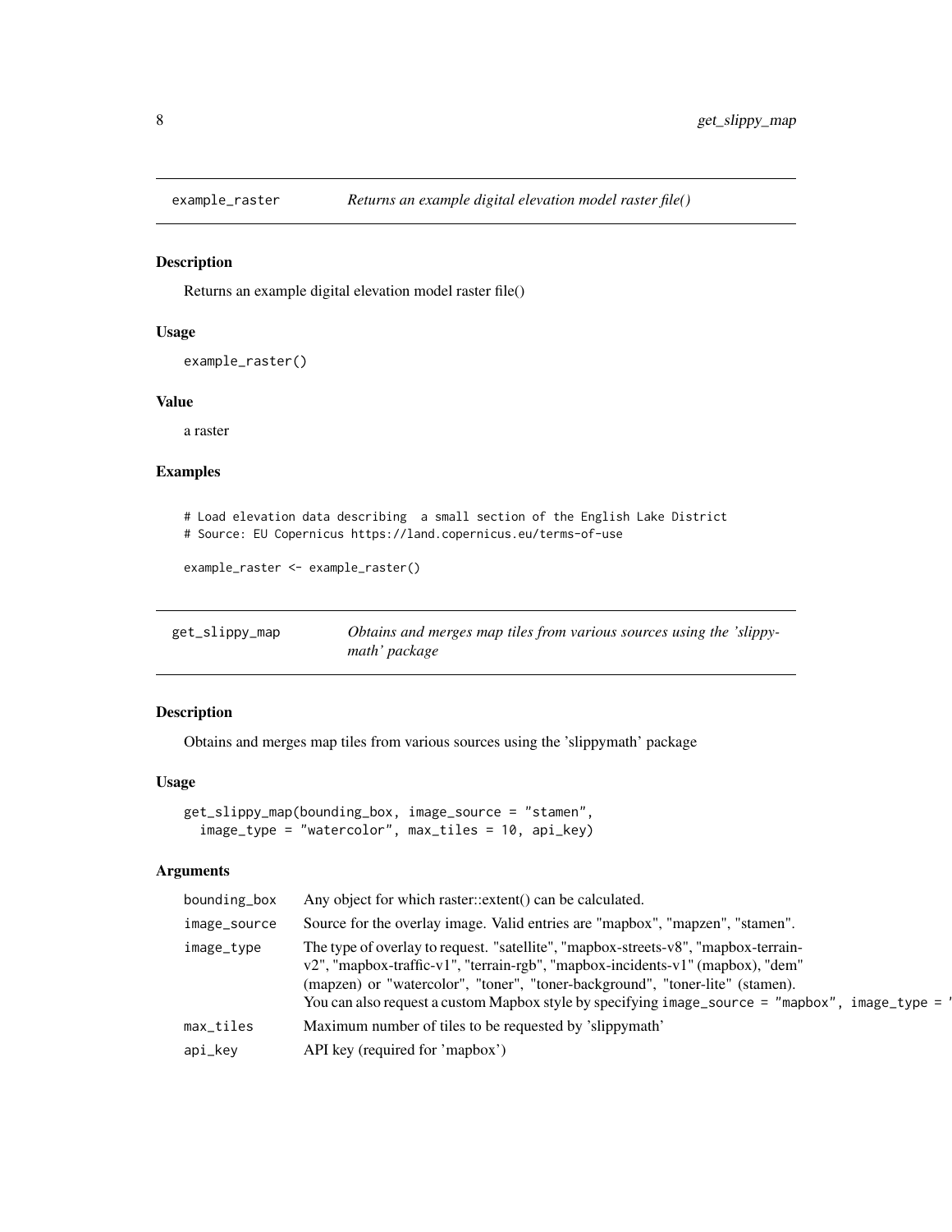## example_raster — *Returns an example digital elevation model raster file()*

### Description

Returns an example digital elevation model raster file()

### Usage

```
example_raster()
```

### Value

a raster

### Examples

```
# Load elevation data describing  a small section of the English Lake District
# Source: EU Copernicus https://land.copernicus.eu/terms-of-use

example_raster <- example_raster()
```

## get_slippy_map — *Obtains and merges map tiles from various sources using the 'slippymath' package*

### Description

Obtains and merges map tiles from various sources using the 'slippymath' package

### Usage

```
get_slippy_map(bounding_box, image_source = "stamen",
  image_type = "watercolor", max_tiles = 10, api_key)
```

### Arguments

| | |
|---|---|
| bounding_box | Any object for which raster::extent() can be calculated. |
| image_source | Source for the overlay image. Valid entries are "mapbox", "mapzen", "stamen". |
| image_type | The type of overlay to request. "satellite", "mapbox-streets-v8", "mapbox-terrain-v2", "mapbox-traffic-v1", "terrain-rgb", "mapbox-incidents-v1" (mapbox), "dem" (mapzen) or "watercolor", "toner", "toner-background", "toner-lite" (stamen). You can also request a custom Mapbox style by specifying `image_source = "mapbox", image_type = '` |
| max_tiles | Maximum number of tiles to be requested by 'slippymath' |
| api_key | API key (required for 'mapbox') |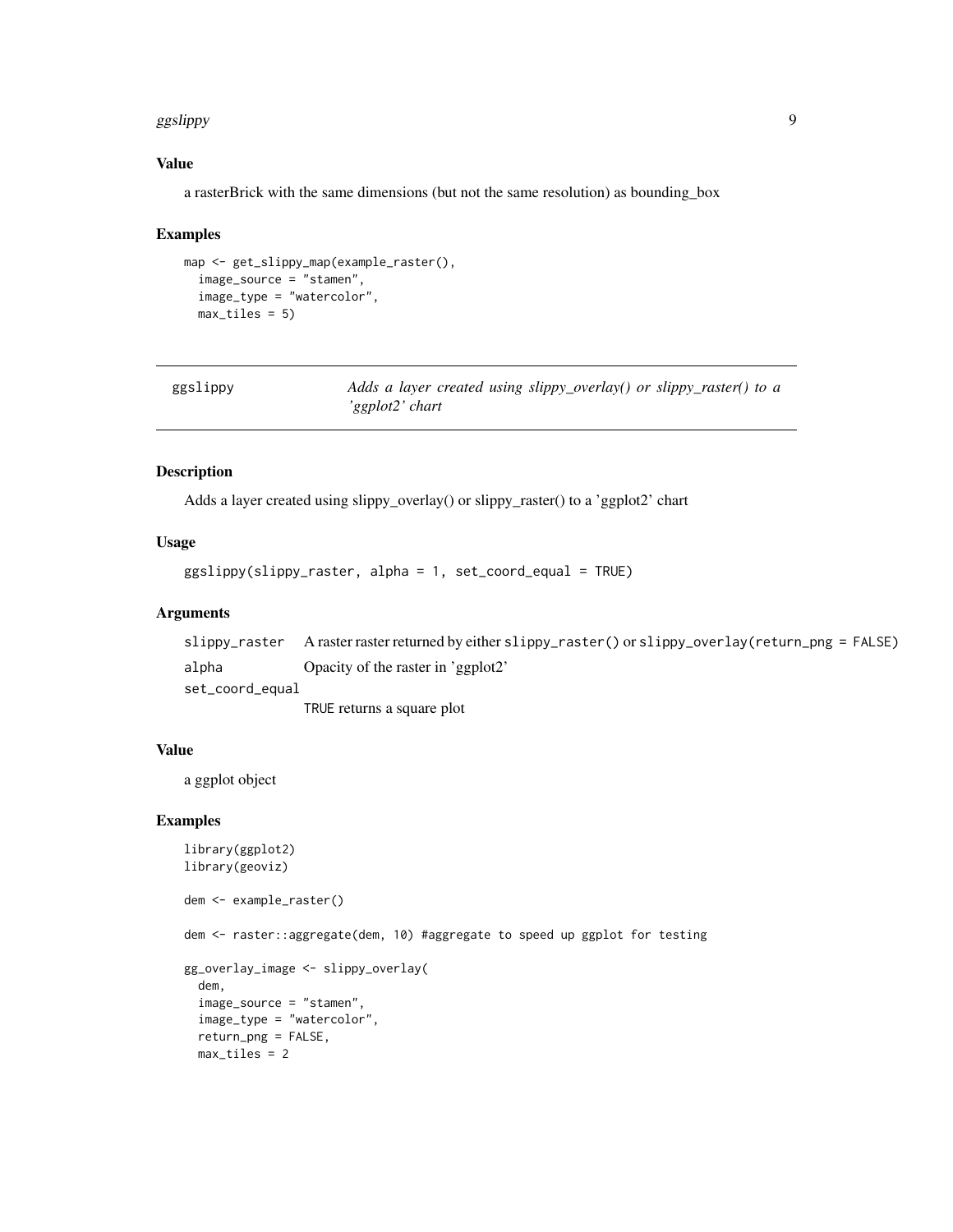### Value

a rasterBrick with the same dimensions (but not the same resolution) as bounding_box

### Examples

```
map <- get_slippy_map(example_raster(),
  image_source = "stamen",
  image_type = "watercolor",
  max_tiles = 5)
```

---

## ggslippy — *Adds a layer created using slippy_overlay() or slippy_raster() to a 'ggplot2' chart*

---

### Description

Adds a layer created using slippy_overlay() or slippy_raster() to a 'ggplot2' chart

### Usage

```
ggslippy(slippy_raster, alpha = 1, set_coord_equal = TRUE)
```

### Arguments

| | |
|---|---|
| `slippy_raster` | A raster raster returned by either `slippy_raster()` or `slippy_overlay(return_png = FALSE)` |
| `alpha` | Opacity of the raster in 'ggplot2' |
| `set_coord_equal` | `TRUE` returns a square plot |

### Value

a ggplot object

### Examples

```
library(ggplot2)
library(geoviz)

dem <- example_raster()

dem <- raster::aggregate(dem, 10) #aggregate to speed up ggplot for testing

gg_overlay_image <- slippy_overlay(
  dem,
  image_source = "stamen",
  image_type = "watercolor",
  return_png = FALSE,
  max_tiles = 2
```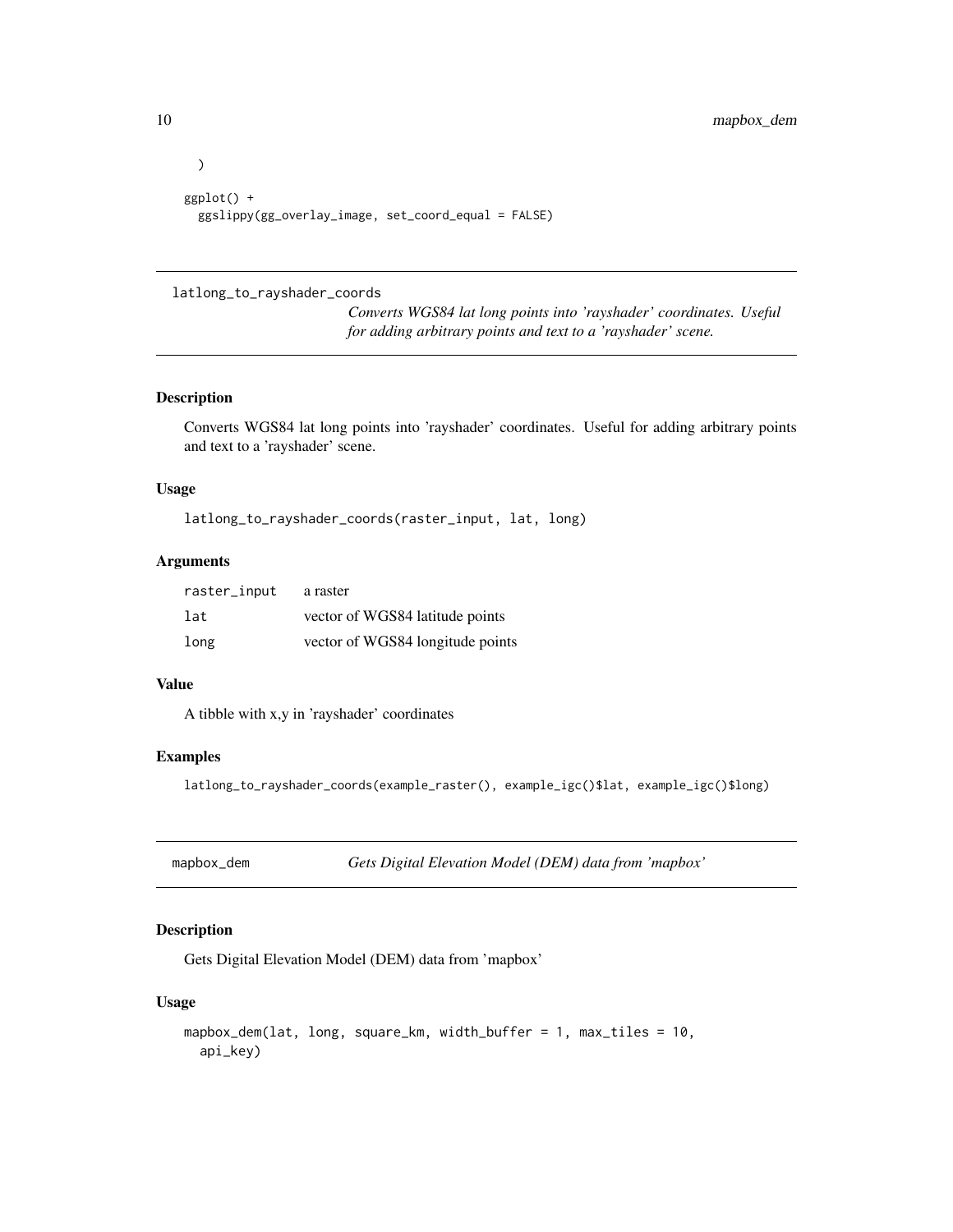```
)

ggplot() +
  ggslippy(gg_overlay_image, set_coord_equal = FALSE)
```

## latlong_to_rayshader_coords

*Converts WGS84 lat long points into 'rayshader' coordinates. Useful for adding arbitrary points and text to a 'rayshader' scene.*

### Description

Converts WGS84 lat long points into 'rayshader' coordinates. Useful for adding arbitrary points and text to a 'rayshader' scene.

### Usage

```
latlong_to_rayshader_coords(raster_input, lat, long)
```

### Arguments

| | |
|---|---|
| raster_input | a raster |
| lat | vector of WGS84 latitude points |
| long | vector of WGS84 longitude points |

### Value

A tibble with x,y in 'rayshader' coordinates

### Examples

```
latlong_to_rayshader_coords(example_raster(), example_igc()$lat, example_igc()$long)
```

## mapbox_dem

*Gets Digital Elevation Model (DEM) data from 'mapbox'*

### Description

Gets Digital Elevation Model (DEM) data from 'mapbox'

### Usage

```
mapbox_dem(lat, long, square_km, width_buffer = 1, max_tiles = 10,
  api_key)
```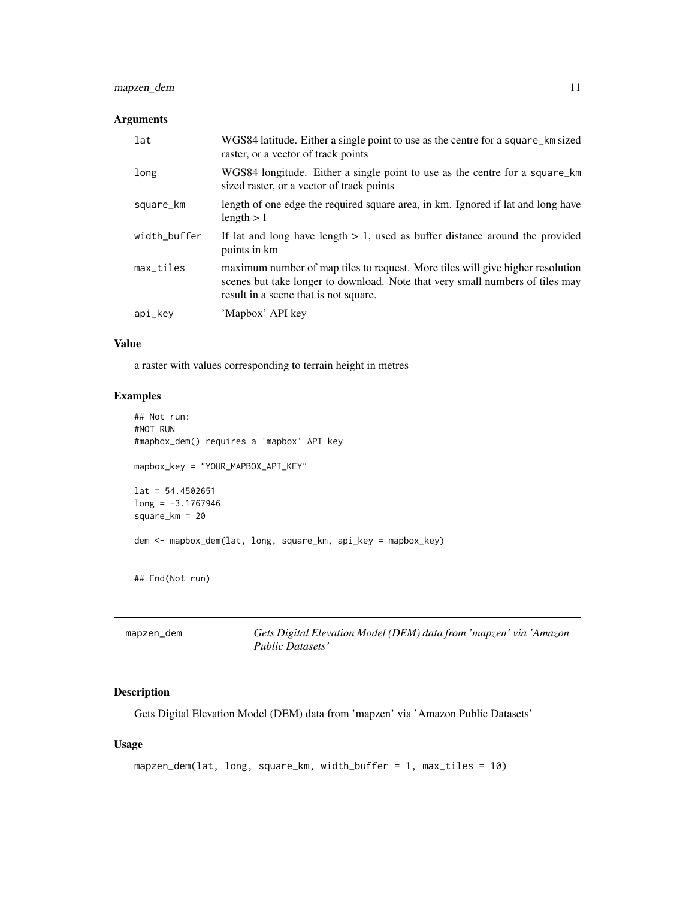### Arguments

| | |
|---|---|
| `lat` | WGS84 latitude. Either a single point to use as the centre for a `square_km` sized raster, or a vector of track points |
| `long` | WGS84 longitude. Either a single point to use as the centre for a `square_km` sized raster, or a vector of track points |
| `square_km` | length of one edge the required square area, in km. Ignored if lat and long have length > 1 |
| `width_buffer` | If lat and long have length > 1, used as buffer distance around the provided points in km |
| `max_tiles` | maximum number of map tiles to request. More tiles will give higher resolution scenes but take longer to download. Note that very small numbers of tiles may result in a scene that is not square. |
| `api_key` | 'Mapbox' API key |

### Value

a raster with values corresponding to terrain height in metres

### Examples

```
## Not run:
#NOT RUN
#mapbox_dem() requires a 'mapbox' API key

mapbox_key = "YOUR_MAPBOX_API_KEY"

lat = 54.4502651
long = -3.1767946
square_km = 20

dem <- mapbox_dem(lat, long, square_km, api_key = mapbox_key)


## End(Not run)
```

---

## mapzen_dem — *Gets Digital Elevation Model (DEM) data from 'mapzen' via 'Amazon Public Datasets'*

### Description

Gets Digital Elevation Model (DEM) data from 'mapzen' via 'Amazon Public Datasets'

### Usage

```
mapzen_dem(lat, long, square_km, width_buffer = 1, max_tiles = 10)
```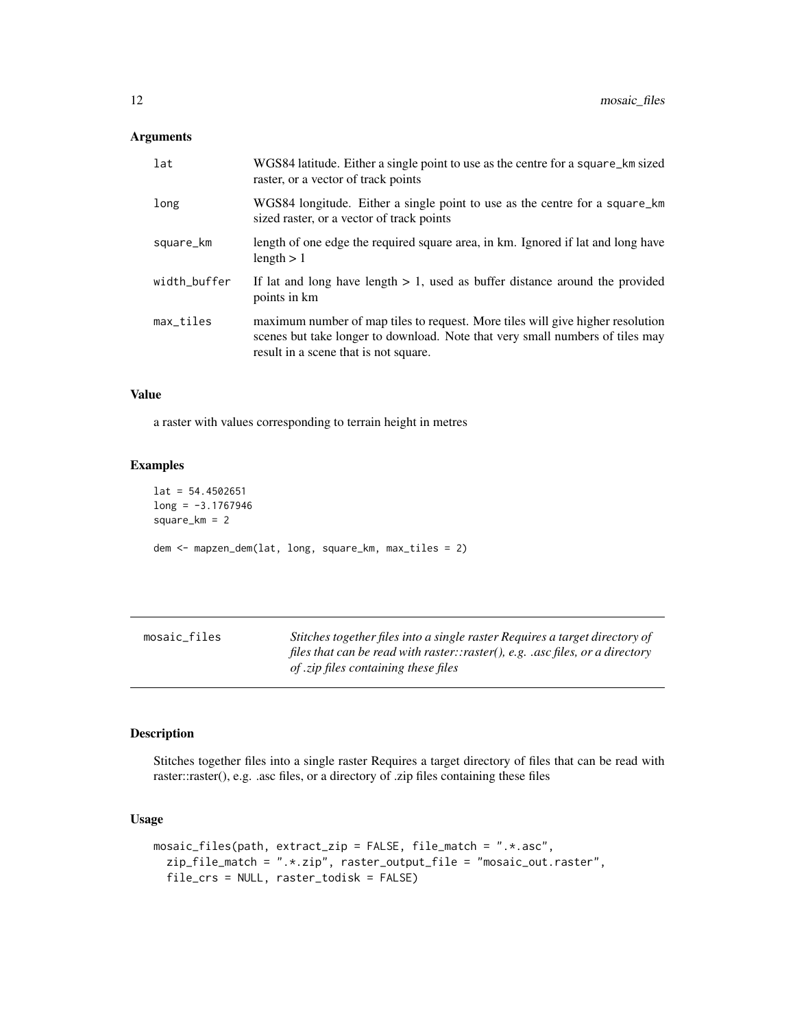### Arguments

| | |
|---|---|
| lat | WGS84 latitude. Either a single point to use as the centre for a square_km sized raster, or a vector of track points |
| long | WGS84 longitude. Either a single point to use as the centre for a square_km sized raster, or a vector of track points |
| square_km | length of one edge the required square area, in km. Ignored if lat and long have length > 1 |
| width_buffer | If lat and long have length > 1, used as buffer distance around the provided points in km |
| max_tiles | maximum number of map tiles to request. More tiles will give higher resolution scenes but take longer to download. Note that very small numbers of tiles may result in a scene that is not square. |

### Value

a raster with values corresponding to terrain height in metres

### Examples

```
lat = 54.4502651
long = -3.1767946
square_km = 2

dem <- mapzen_dem(lat, long, square_km, max_tiles = 2)
```

---

## mosaic_files

*Stitches together files into a single raster Requires a target directory of files that can be read with raster::raster(), e.g. .asc files, or a directory of .zip files containing these files*

---

### Description

Stitches together files into a single raster Requires a target directory of files that can be read with raster::raster(), e.g. .asc files, or a directory of .zip files containing these files

### Usage

```
mosaic_files(path, extract_zip = FALSE, file_match = ".*.asc",
  zip_file_match = ".*.zip", raster_output_file = "mosaic_out.raster",
  file_crs = NULL, raster_todisk = FALSE)
```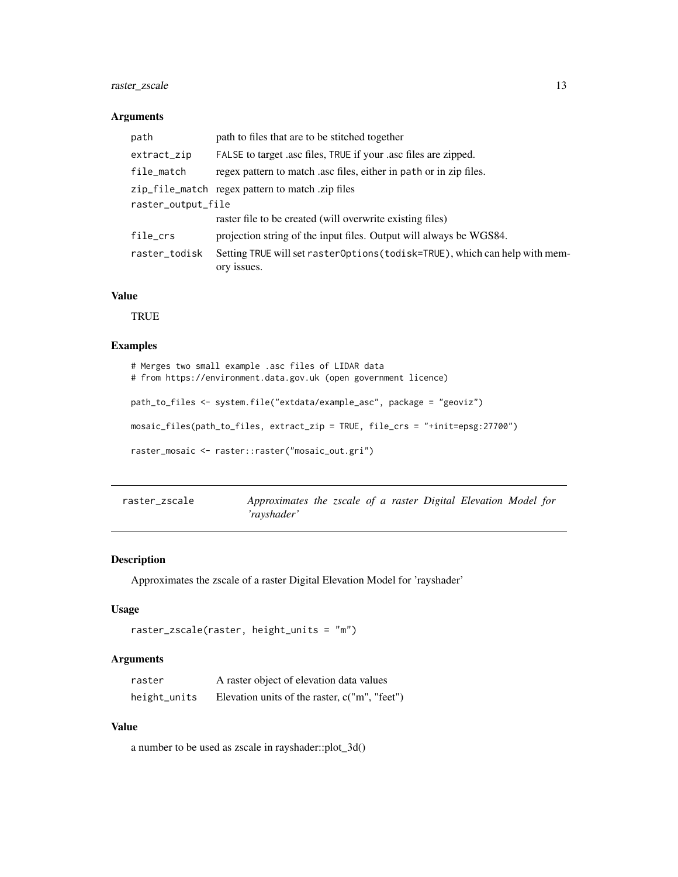### Arguments

| | |
|---|---|
| `path` | path to files that are to be stitched together |
| `extract_zip` | `FALSE` to target .asc files, `TRUE` if your .asc files are zipped. |
| `file_match` | regex pattern to match .asc files, either in `path` or in zip files. |
| `zip_file_match` | regex pattern to match .zip files |
| `raster_output_file` | raster file to be created (will overwrite existing files) |
| `file_crs` | projection string of the input files. Output will always be WGS84. |
| `raster_todisk` | Setting `TRUE` will set `rasterOptions(todisk=TRUE)`, which can help with memory issues. |

### Value

TRUE

### Examples

```
# Merges two small example .asc files of LIDAR data
# from https://environment.data.gov.uk (open government licence)

path_to_files <- system.file("extdata/example_asc", package = "geoviz")

mosaic_files(path_to_files, extract_zip = TRUE, file_crs = "+init=epsg:27700")

raster_mosaic <- raster::raster("mosaic_out.gri")
```

---

## raster_zscale — *Approximates the zscale of a raster Digital Elevation Model for 'rayshader'*

### Description

Approximates the zscale of a raster Digital Elevation Model for 'rayshader'

### Usage

```
raster_zscale(raster, height_units = "m")
```

### Arguments

| | |
|---|---|
| `raster` | A raster object of elevation data values |
| `height_units` | Elevation units of the raster, c("m", "feet") |

### Value

a number to be used as zscale in rayshader::plot_3d()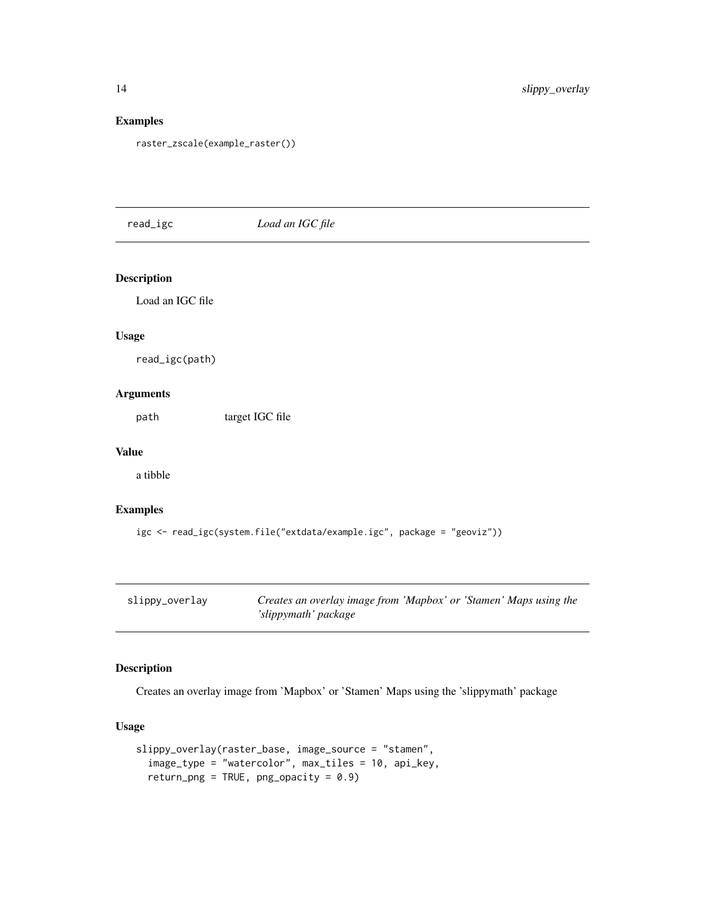### Examples

```
raster_zscale(example_raster())
```

---

## read_igc — *Load an IGC file*

---

### Description

Load an IGC file

### Usage

```
read_igc(path)
```

### Arguments

| | |
|---|---|
| path | target IGC file |

### Value

a tibble

### Examples

```
igc <- read_igc(system.file("extdata/example.igc", package = "geoviz"))
```

---

## slippy_overlay — *Creates an overlay image from 'Mapbox' or 'Stamen' Maps using the 'slippymath' package*

---

### Description

Creates an overlay image from 'Mapbox' or 'Stamen' Maps using the 'slippymath' package

### Usage

```
slippy_overlay(raster_base, image_source = "stamen",
  image_type = "watercolor", max_tiles = 10, api_key,
  return_png = TRUE, png_opacity = 0.9)
```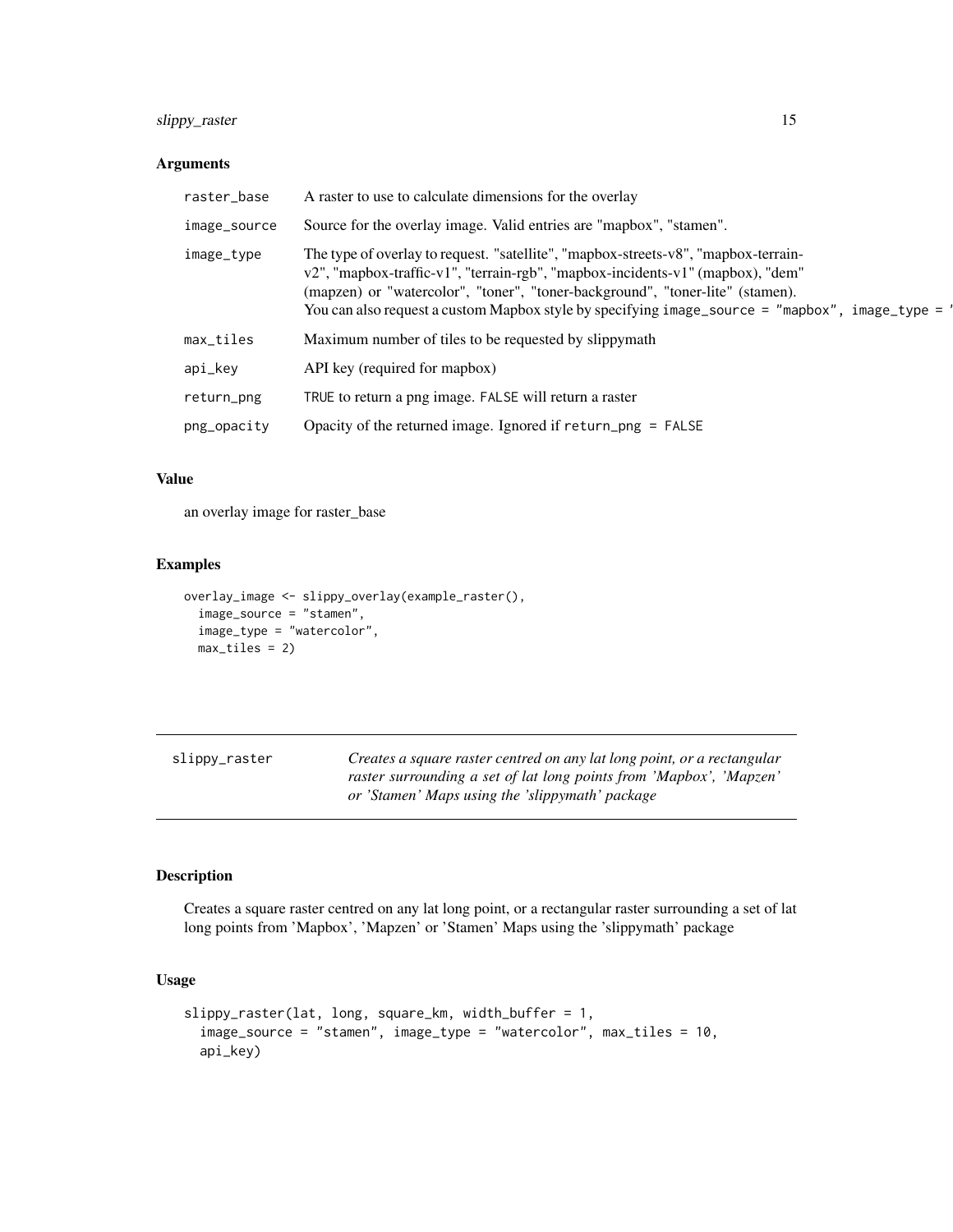### Arguments

| | |
|---|---|
| raster_base | A raster to use to calculate dimensions for the overlay |
| image_source | Source for the overlay image. Valid entries are "mapbox", "stamen". |
| image_type | The type of overlay to request. "satellite", "mapbox-streets-v8", "mapbox-terrain-v2", "mapbox-traffic-v1", "terrain-rgb", "mapbox-incidents-v1" (mapbox), "dem" (mapzen) or "watercolor", "toner", "toner-background", "toner-lite" (stamen). You can also request a custom Mapbox style by specifying `image_source = "mapbox", image_type = '` |
| max_tiles | Maximum number of tiles to be requested by slippymath |
| api_key | API key (required for mapbox) |
| return_png | `TRUE` to return a png image. `FALSE` will return a raster |
| png_opacity | Opacity of the returned image. Ignored if `return_png = FALSE` |

### Value

an overlay image for raster_base

### Examples

```
overlay_image <- slippy_overlay(example_raster(),
  image_source = "stamen",
  image_type = "watercolor",
  max_tiles = 2)
```

---

## slippy_raster

*Creates a square raster centred on any lat long point, or a rectangular raster surrounding a set of lat long points from 'Mapbox', 'Mapzen' or 'Stamen' Maps using the 'slippymath' package*

---

### Description

Creates a square raster centred on any lat long point, or a rectangular raster surrounding a set of lat long points from 'Mapbox', 'Mapzen' or 'Stamen' Maps using the 'slippymath' package

### Usage

```
slippy_raster(lat, long, square_km, width_buffer = 1,
  image_source = "stamen", image_type = "watercolor", max_tiles = 10,
  api_key)
```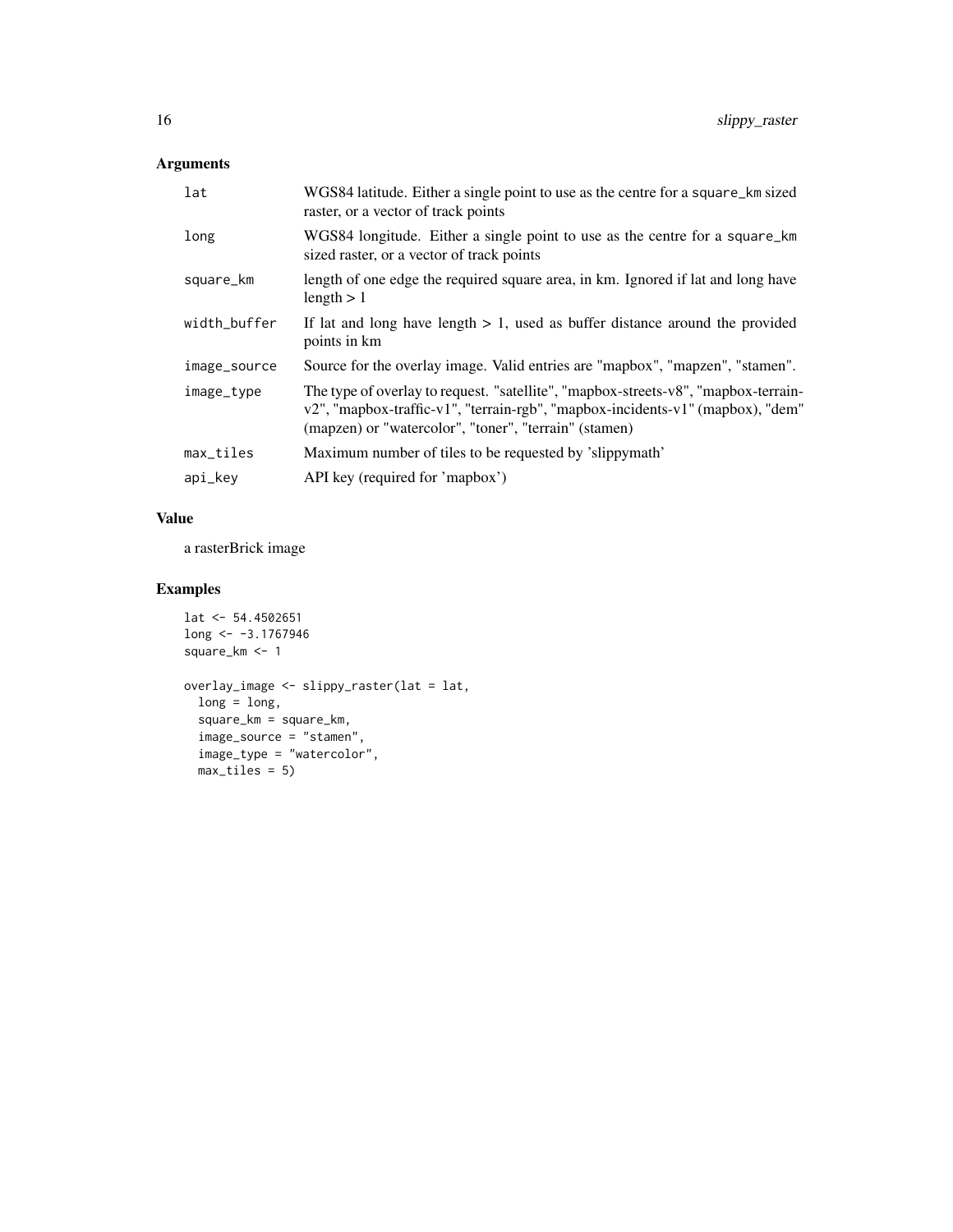## Arguments

| | |
|---|---|
| `lat` | WGS84 latitude. Either a single point to use as the centre for a `square_km` sized raster, or a vector of track points |
| `long` | WGS84 longitude. Either a single point to use as the centre for a `square_km` sized raster, or a vector of track points |
| `square_km` | length of one edge the required square area, in km. Ignored if lat and long have length > 1 |
| `width_buffer` | If lat and long have length > 1, used as buffer distance around the provided points in km |
| `image_source` | Source for the overlay image. Valid entries are "mapbox", "mapzen", "stamen". |
| `image_type` | The type of overlay to request. "satellite", "mapbox-streets-v8", "mapbox-terrain-v2", "mapbox-traffic-v1", "terrain-rgb", "mapbox-incidents-v1" (mapbox), "dem" (mapzen) or "watercolor", "toner", "terrain" (stamen) |
| `max_tiles` | Maximum number of tiles to be requested by 'slippymath' |
| `api_key` | API key (required for 'mapbox') |

## Value

a rasterBrick image

## Examples

```
lat <- 54.4502651
long <- -3.1767946
square_km <- 1

overlay_image <- slippy_raster(lat = lat,
  long = long,
  square_km = square_km,
  image_source = "stamen",
  image_type = "watercolor",
  max_tiles = 5)
```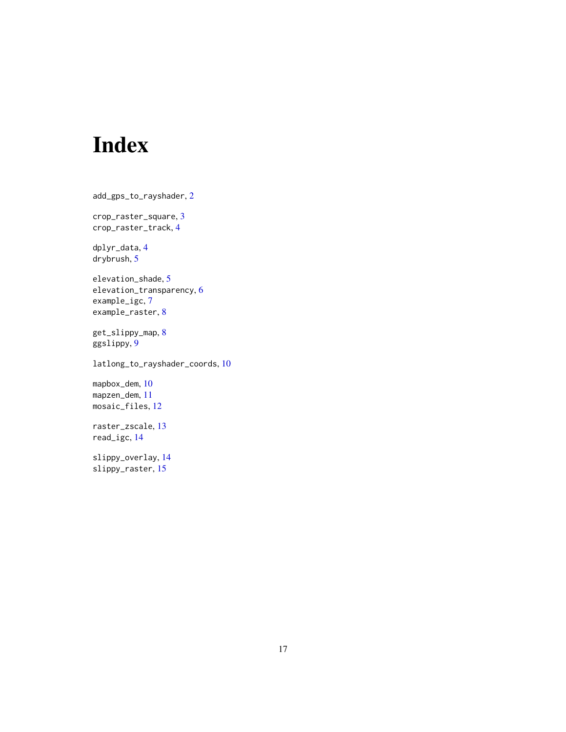# Index

add_gps_to_rayshader, 2

crop_raster_square, 3
crop_raster_track, 4

dplyr_data, 4
drybrush, 5

elevation_shade, 5
elevation_transparency, 6
example_igc, 7
example_raster, 8

get_slippy_map, 8
ggslippy, 9

latlong_to_rayshader_coords, 10

mapbox_dem, 10
mapzen_dem, 11
mosaic_files, 12

raster_zscale, 13
read_igc, 14

slippy_overlay, 14
slippy_raster, 15